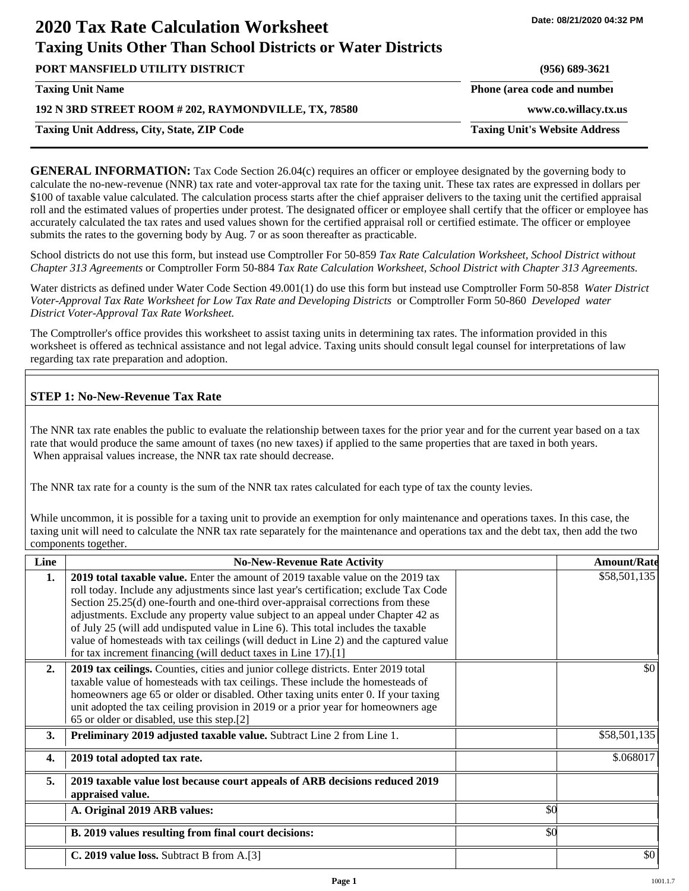# 2020 Tax Rate Calculation Worksheet

## Taxing Units Other Than School Districts or Water Districts

Date: 08/21/2020 04:32 PM

| | |
|---|---|
| **PORT MANSFIELD UTILITY DISTRICT** | **(956) 689-3621** |
| **Taxing Unit Name** | **Phone (area code and number)** |
| **192 N 3RD STREET ROOM # 202, RAYMONDVILLE, TX, 78580** | **www.co.willacy.tx.us** |
| **Taxing Unit Address, City, State, ZIP Code** | **Taxing Unit's Website Address** |

**GENERAL INFORMATION:** Tax Code Section 26.04(c) requires an officer or employee designated by the governing body to calculate the no-new-revenue (NNR) tax rate and voter-approval tax rate for the taxing unit. These tax rates are expressed in dollars per $100 of taxable value calculated. The calculation process starts after the chief appraiser delivers to the taxing unit the certified appraisal roll and the estimated values of properties under protest. The designated officer or employee shall certify that the officer or employee has accurately calculated the tax rates and used values shown for the certified appraisal roll or certified estimate. The officer or employee submits the rates to the governing body by Aug. 7 or as soon thereafter as practicable.

School districts do not use this form, but instead use Comptroller For 50-859 *Tax Rate Calculation Worksheet, School District without Chapter 313 Agreements* or Comptroller Form 50-884 *Tax Rate Calculation Worksheet, School District with Chapter 313 Agreements.*

Water districts as defined under Water Code Section 49.001(1) do use this form but instead use Comptroller Form 50-858 *Water District Voter-Approval Tax Rate Worksheet for Low Tax Rate and Developing Districts* or Comptroller Form 50-860 *Developed water District Voter-Approval Tax Rate Worksheet.*

The Comptroller's office provides this worksheet to assist taxing units in determining tax rates. The information provided in this worksheet is offered as technical assistance and not legal advice. Taxing units should consult legal counsel for interpretations of law regarding tax rate preparation and adoption.

### STEP 1: No-New-Revenue Tax Rate

The NNR tax rate enables the public to evaluate the relationship between taxes for the prior year and for the current year based on a tax rate that would produce the same amount of taxes (no new taxes) if applied to the same properties that are taxed in both years. When appraisal values increase, the NNR tax rate should decrease.

The NNR tax rate for a county is the sum of the NNR tax rates calculated for each type of tax the county levies.

While uncommon, it is possible for a taxing unit to provide an exemption for only maintenance and operations taxes. In this case, the taxing unit will need to calculate the NNR tax rate separately for the maintenance and operations tax and the debt tax, then add the two components together.

| Line | No-New-Revenue Rate Activity | | Amount/Rate |
|---|---|---|---|
| 1. | **2019 total taxable value.** Enter the amount of 2019 taxable value on the 2019 tax roll today. Include any adjustments since last year's certification; exclude Tax Code Section 25.25(d) one-fourth and one-third over-appraisal corrections from these adjustments. Exclude any property value subject to an appeal under Chapter 42 as of July 25 (will add undisputed value in Line 6). This total includes the taxable value of homesteads with tax ceilings (will deduct in Line 2) and the captured value for tax increment financing (will deduct taxes in Line 17).[1] | | $58,501,135 |
| 2. | **2019 tax ceilings.** Counties, cities and junior college districts. Enter 2019 total taxable value of homesteads with tax ceilings. These include the homesteads of homeowners age 65 or older or disabled. Other taxing units enter 0. If your taxing unit adopted the tax ceiling provision in 2019 or a prior year for homeowners age 65 or older or disabled, use this step.[2] | | $0 |
| 3. | **Preliminary 2019 adjusted taxable value.** Subtract Line 2 from Line 1. | | $58,501,135 |
| 4. | **2019 total adopted tax rate.** | | $.068017 |
| 5. | **2019 taxable value lost because court appeals of ARB decisions reduced 2019 appraised value.** | | |
| | **A. Original 2019 ARB values:** | $0 | |
| | **B. 2019 values resulting from final court decisions:** | $0 | |
| | **C. 2019 value loss.** Subtract B from A.[3] | | $0 |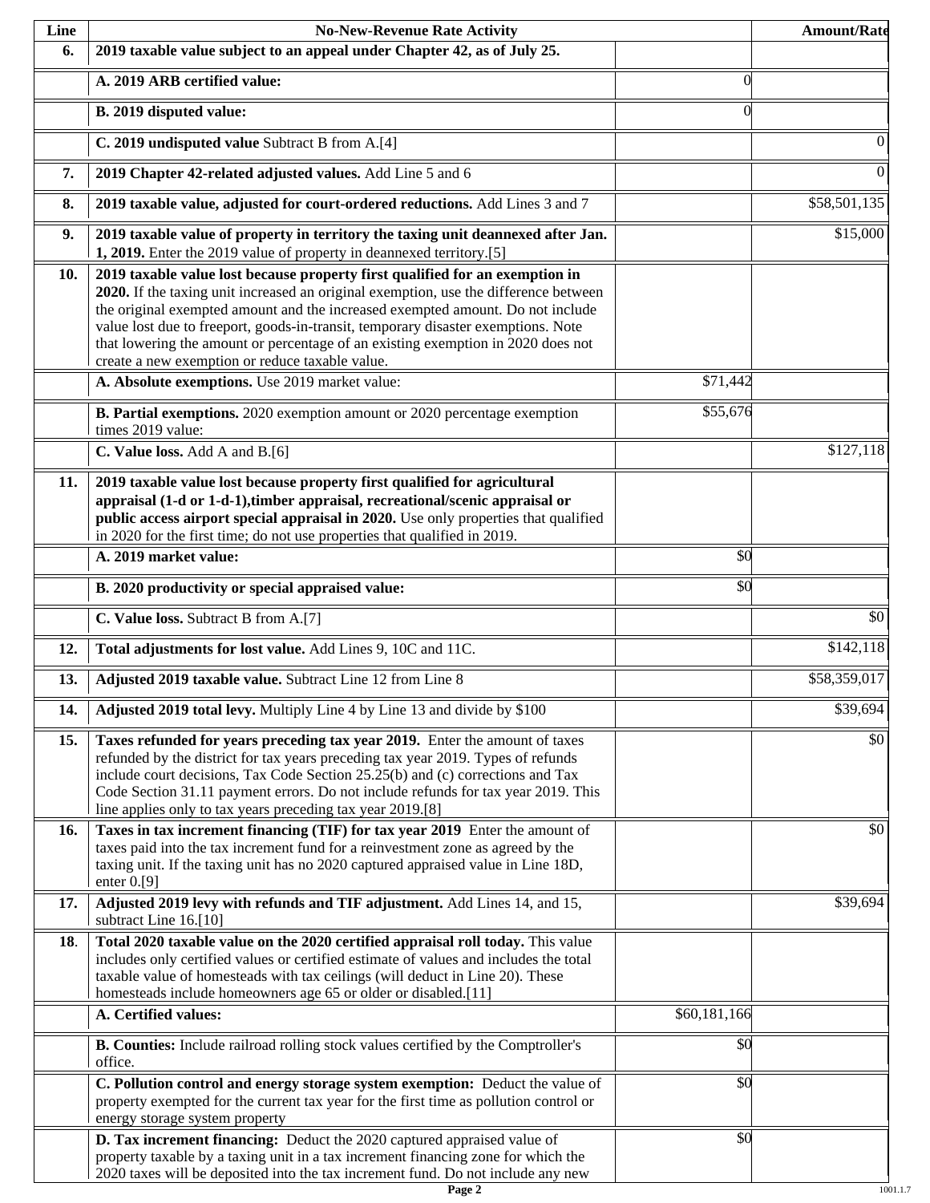| Line | No-New-Revenue Rate Activity | | Amount/Rate |
|---|---|---|---|
| **6.** | **2019 taxable value subject to an appeal under Chapter 42, as of July 25.** | | |
| | **A. 2019 ARB certified value:** | 0 | |
| | **B. 2019 disputed value:** | 0 | |
| | **C. 2019 undisputed value** Subtract B from A.[4] | | 0 |
| **7.** | **2019 Chapter 42-related adjusted values.** Add Line 5 and 6 | | 0 |
| **8.** | **2019 taxable value, adjusted for court-ordered reductions.** Add Lines 3 and 7 | | $58,501,135 |
| **9.** | **2019 taxable value of property in territory the taxing unit deannexed after Jan. 1, 2019.** Enter the 2019 value of property in deannexed territory.[5] | | $15,000 |
| **10.** | **2019 taxable value lost because property first qualified for an exemption in 2020.** If the taxing unit increased an original exemption, use the difference between the original exempted amount and the increased exempted amount. Do not include value lost due to freeport, goods-in-transit, temporary disaster exemptions. Note that lowering the amount or percentage of an existing exemption in 2020 does not create a new exemption or reduce taxable value. | | |
| | **A. Absolute exemptions.** Use 2019 market value: | $71,442 | |
| | **B. Partial exemptions.** 2020 exemption amount or 2020 percentage exemption times 2019 value: | $55,676 | |
| | **C. Value loss.** Add A and B.[6] | | $127,118 |
| **11.** | **2019 taxable value lost because property first qualified for agricultural appraisal (1-d or 1-d-1),timber appraisal, recreational/scenic appraisal or public access airport special appraisal in 2020.** Use only properties that qualified in 2020 for the first time; do not use properties that qualified in 2019. | | |
| | **A. 2019 market value:** | $0 | |
| | **B. 2020 productivity or special appraised value:** | $0 | |
| | **C. Value loss.** Subtract B from A.[7] | | $0 |
| **12.** | **Total adjustments for lost value.** Add Lines 9, 10C and 11C. | | $142,118 |
| **13.** | **Adjusted 2019 taxable value.** Subtract Line 12 from Line 8 | | $58,359,017 |
| **14.** | **Adjusted 2019 total levy.** Multiply Line 4 by Line 13 and divide by $100 | | $39,694 |
| **15.** | **Taxes refunded for years preceding tax year 2019.** Enter the amount of taxes refunded by the district for tax years preceding tax year 2019. Types of refunds include court decisions, Tax Code Section 25.25(b) and (c) corrections and Tax Code Section 31.11 payment errors. Do not include refunds for tax year 2019. This line applies only to tax years preceding tax year 2019.[8] | | $0 |
| **16.** | **Taxes in tax increment financing (TIF) for tax year 2019** Enter the amount of taxes paid into the tax increment fund for a reinvestment zone as agreed by the taxing unit. If the taxing unit has no 2020 captured appraised value in Line 18D, enter 0.[9] | | $0 |
| **17.** | **Adjusted 2019 levy with refunds and TIF adjustment.** Add Lines 14, and 15, subtract Line 16.[10] | | $39,694 |
| **18.** | **Total 2020 taxable value on the 2020 certified appraisal roll today.** This value includes only certified values or certified estimate of values and includes the total taxable value of homesteads with tax ceilings (will deduct in Line 20). These homesteads include homeowners age 65 or older or disabled.[11] | | |
| | **A. Certified values:** | $60,181,166 | |
| | **B. Counties:** Include railroad rolling stock values certified by the Comptroller's office. | $0 | |
| | **C. Pollution control and energy storage system exemption:** Deduct the value of property exempted for the current tax year for the first time as pollution control or energy storage system property | $0 | |
| | **D. Tax increment financing:** Deduct the 2020 captured appraised value of property taxable by a taxing unit in a tax increment financing zone for which the 2020 taxes will be deposited into the tax increment fund. Do not include any new | $0 | |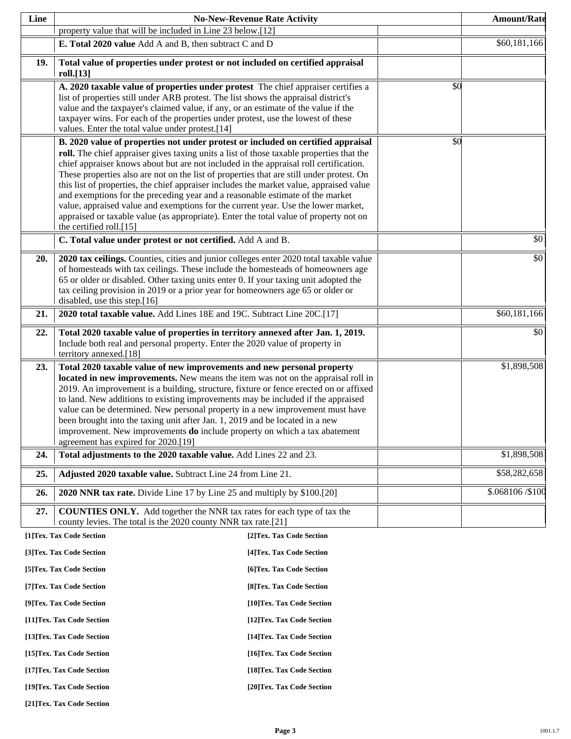| Line | No-New-Revenue Rate Activity | | Amount/Rate |
|---|---|---|---|
| | property value that will be included in Line 23 below.[12] | | |
| | **E. Total 2020 value** Add A and B, then subtract C and D | | $60,181,166 |
| **19.** | **Total value of properties under protest or not included on certified appraisal roll.[13]** | | |
| | **A. 2020 taxable value of properties under protest** The chief appraiser certifies a list of properties still under ARB protest. The list shows the appraisal district's value and the taxpayer's claimed value, if any, or an estimate of the value if the taxpayer wins. For each of the properties under protest, use the lowest of these values. Enter the total value under protest.[14] | $0 | |
| | **B. 2020 value of properties not under protest or included on certified appraisal roll.** The chief appraiser gives taxing units a list of those taxable properties that the chief appraiser knows about but are not included in the appraisal roll certification. These properties also are not on the list of properties that are still under protest. On this list of properties, the chief appraiser includes the market value, appraised value and exemptions for the preceding year and a reasonable estimate of the market value, appraised value and exemptions for the current year. Use the lower market, appraised or taxable value (as appropriate). Enter the total value of property not on the certified roll.[15] | $0 | |
| | **C. Total value under protest or not certified.** Add A and B. | | $0 |
| **20.** | **2020 tax ceilings.** Counties, cities and junior colleges enter 2020 total taxable value of homesteads with tax ceilings. These include the homesteads of homeowners age 65 or older or disabled. Other taxing units enter 0. If your taxing unit adopted the tax ceiling provision in 2019 or a prior year for homeowners age 65 or older or disabled, use this step.[16] | | $0 |
| **21.** | **2020 total taxable value.** Add Lines 18E and 19C. Subtract Line 20C.[17] | | $60,181,166 |
| **22.** | **Total 2020 taxable value of properties in territory annexed after Jan. 1, 2019.** Include both real and personal property. Enter the 2020 value of property in territory annexed.[18] | | $0 |
| **23.** | **Total 2020 taxable value of new improvements and new personal property located in new improvements.** New means the item was not on the appraisal roll in 2019. An improvement is a building, structure, fixture or fence erected on or affixed to land. New additions to existing improvements may be included if the appraised value can be determined. New personal property in a new improvement must have been brought into the taxing unit after Jan. 1, 2019 and be located in a new improvement. New improvements **do** include property on which a tax abatement agreement has expired for 2020.[19] | | $1,898,508 |
| **24.** | **Total adjustments to the 2020 taxable value.** Add Lines 22 and 23. | | $1,898,508 |
| **25.** | **Adjusted 2020 taxable value.** Subtract Line 24 from Line 21. | | $58,282,658 |
| **26.** | **2020 NNR tax rate.** Divide Line 17 by Line 25 and multiply by $100.[20] | | $.068106 /$100 |
| **27.** | **COUNTIES ONLY.** Add together the NNR tax rates for each type of tax the county levies. The total is the 2020 county NNR tax rate.[21] | | |

**[1]Tex. Tax Code Section**
**[2]Tex. Tax Code Section**
**[3]Tex. Tax Code Section**
**[4]Tex. Tax Code Section**
**[5]Tex. Tax Code Section**
**[6]Tex. Tax Code Section**
**[7]Tex. Tax Code Section**
**[8]Tex. Tax Code Section**
**[9]Tex. Tax Code Section**
**[10]Tex. Tax Code Section**
**[11]Tex. Tax Code Section**
**[12]Tex. Tax Code Section**
**[13]Tex. Tax Code Section**
**[14]Tex. Tax Code Section**
**[15]Tex. Tax Code Section**
**[16]Tex. Tax Code Section**
**[17]Tex. Tax Code Section**
**[18]Tex. Tax Code Section**
**[19]Tex. Tax Code Section**
**[20]Tex. Tax Code Section**
**[21]Tex. Tax Code Section**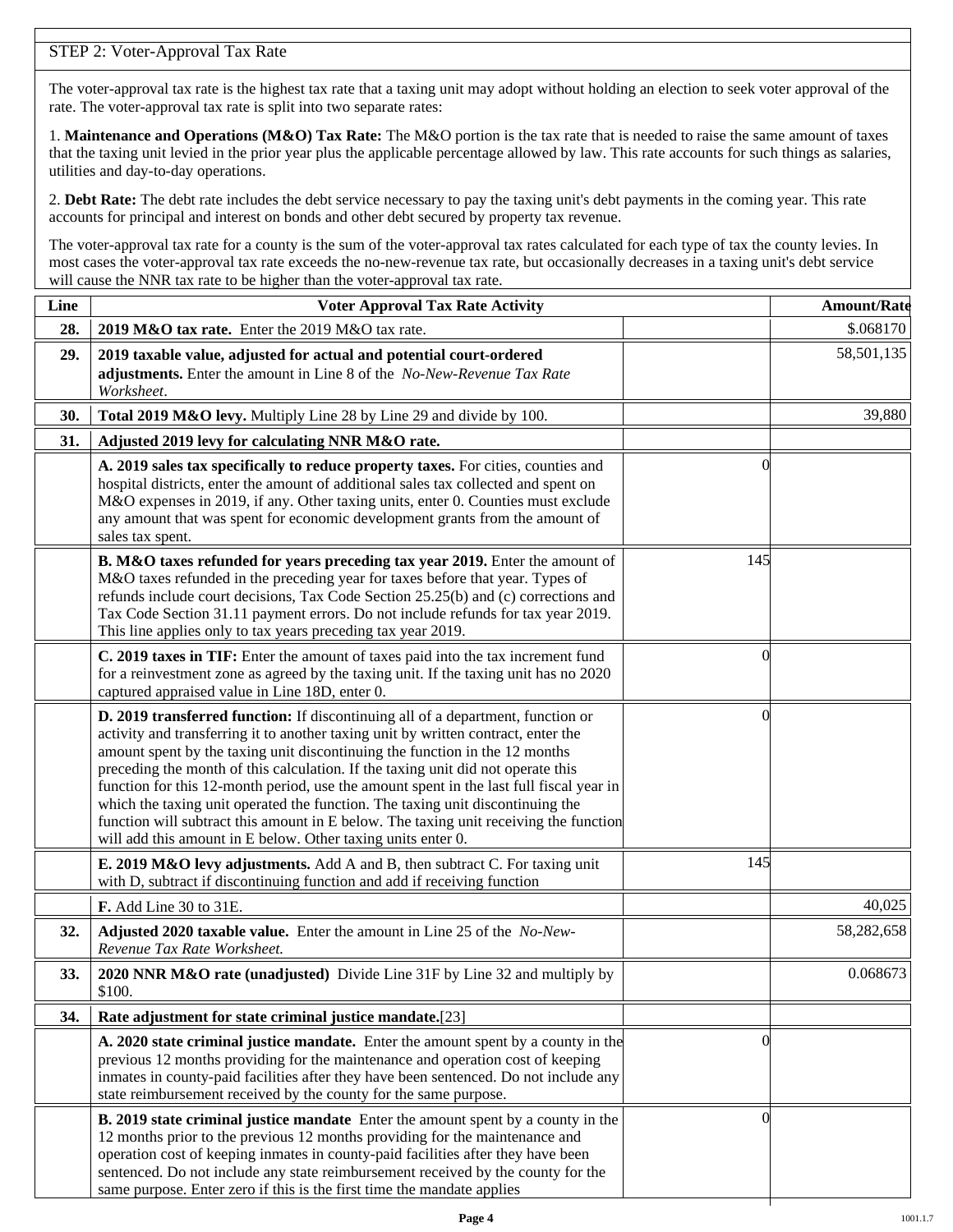## STEP 2: Voter-Approval Tax Rate

The voter-approval tax rate is the highest tax rate that a taxing unit may adopt without holding an election to seek voter approval of the rate. The voter-approval tax rate is split into two separate rates:

1. **Maintenance and Operations (M&O) Tax Rate:** The M&O portion is the tax rate that is needed to raise the same amount of taxes that the taxing unit levied in the prior year plus the applicable percentage allowed by law. This rate accounts for such things as salaries, utilities and day-to-day operations.

2. **Debt Rate:** The debt rate includes the debt service necessary to pay the taxing unit's debt payments in the coming year. This rate accounts for principal and interest on bonds and other debt secured by property tax revenue.

The voter-approval tax rate for a county is the sum of the voter-approval tax rates calculated for each type of tax the county levies. In most cases the voter-approval tax rate exceeds the no-new-revenue tax rate, but occasionally decreases in a taxing unit's debt service will cause the NNR tax rate to be higher than the voter-approval tax rate.

| Line | Voter Approval Tax Rate Activity | | Amount/Rate |
|---|---|---|---|
| **28.** | **2019 M&O tax rate.** Enter the 2019 M&O tax rate. | | $.068170 |
| **29.** | **2019 taxable value, adjusted for actual and potential court-ordered adjustments.** Enter the amount in Line 8 of the *No-New-Revenue Tax Rate Worksheet*. | | 58,501,135 |
| **30.** | **Total 2019 M&O levy.** Multiply Line 28 by Line 29 and divide by 100. | | 39,880 |
| **31.** | **Adjusted 2019 levy for calculating NNR M&O rate.** | | |
| | **A. 2019 sales tax specifically to reduce property taxes.** For cities, counties and hospital districts, enter the amount of additional sales tax collected and spent on M&O expenses in 2019, if any. Other taxing units, enter 0. Counties must exclude any amount that was spent for economic development grants from the amount of sales tax spent. | 0 | |
| | **B. M&O taxes refunded for years preceding tax year 2019.** Enter the amount of M&O taxes refunded in the preceding year for taxes before that year. Types of refunds include court decisions, Tax Code Section 25.25(b) and (c) corrections and Tax Code Section 31.11 payment errors. Do not include refunds for tax year 2019. This line applies only to tax years preceding tax year 2019. | 145 | |
| | **C. 2019 taxes in TIF:** Enter the amount of taxes paid into the tax increment fund for a reinvestment zone as agreed by the taxing unit. If the taxing unit has no 2020 captured appraised value in Line 18D, enter 0. | 0 | |
| | **D. 2019 transferred function:** If discontinuing all of a department, function or activity and transferring it to another taxing unit by written contract, enter the amount spent by the taxing unit discontinuing the function in the 12 months preceding the month of this calculation. If the taxing unit did not operate this function for this 12-month period, use the amount spent in the last full fiscal year in which the taxing unit operated the function. The taxing unit discontinuing the function will subtract this amount in E below. The taxing unit receiving the function will add this amount in E below. Other taxing units enter 0. | 0 | |
| | **E. 2019 M&O levy adjustments.** Add A and B, then subtract C. For taxing unit with D, subtract if discontinuing function and add if receiving function | 145 | |
| | **F.** Add Line 30 to 31E. | | 40,025 |
| **32.** | **Adjusted 2020 taxable value.** Enter the amount in Line 25 of the *No-New-Revenue Tax Rate Worksheet.* | | 58,282,658 |
| **33.** | **2020 NNR M&O rate (unadjusted)** Divide Line 31F by Line 32 and multiply by $100. | | 0.068673 |
| **34.** | **Rate adjustment for state criminal justice mandate.**[23] | | |
| | **A. 2020 state criminal justice mandate.** Enter the amount spent by a county in the previous 12 months providing for the maintenance and operation cost of keeping inmates in county-paid facilities after they have been sentenced. Do not include any state reimbursement received by the county for the same purpose. | 0 | |
| | **B. 2019 state criminal justice mandate** Enter the amount spent by a county in the 12 months prior to the previous 12 months providing for the maintenance and operation cost of keeping inmates in county-paid facilities after they have been sentenced. Do not include any state reimbursement received by the county for the same purpose. Enter zero if this is the first time the mandate applies | 0 | |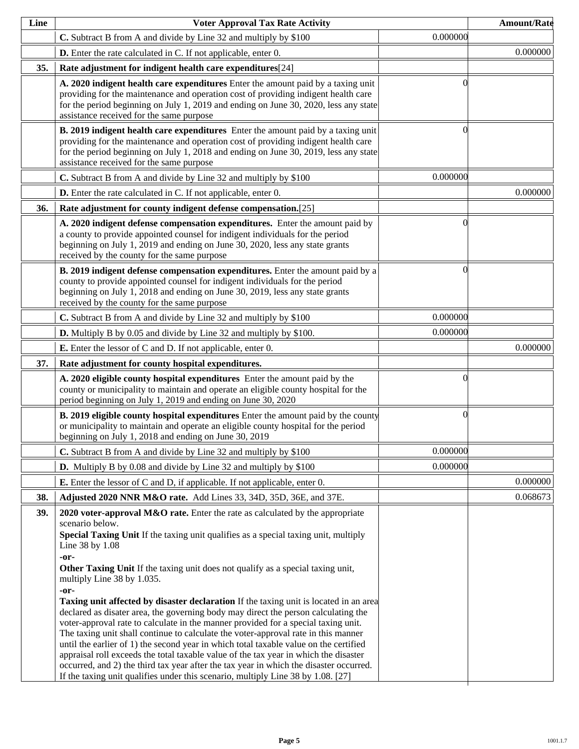| Line | Voter Approval Tax Rate Activity | | Amount/Rate |
|---|---|---|---|
| | **C.** Subtract B from A and divide by Line 32 and multiply by $100 | 0.000000 | |
| | **D.** Enter the rate calculated in C. If not applicable, enter 0. | | 0.000000 |
| **35.** | **Rate adjustment for indigent health care expenditures**[24] | | |
| | **A. 2020 indigent health care expenditures** Enter the amount paid by a taxing unit providing for the maintenance and operation cost of providing indigent health care for the period beginning on July 1, 2019 and ending on June 30, 2020, less any state assistance received for the same purpose | 0 | |
| | **B. 2019 indigent health care expenditures** Enter the amount paid by a taxing unit providing for the maintenance and operation cost of providing indigent health care for the period beginning on July 1, 2018 and ending on June 30, 2019, less any state assistance received for the same purpose | 0 | |
| | **C.** Subtract B from A and divide by Line 32 and multiply by $100 | 0.000000 | |
| | **D.** Enter the rate calculated in C. If not applicable, enter 0. | | 0.000000 |
| **36.** | **Rate adjustment for county indigent defense compensation.**[25] | | |
| | **A. 2020 indigent defense compensation expenditures.** Enter the amount paid by a county to provide appointed counsel for indigent individuals for the period beginning on July 1, 2019 and ending on June 30, 2020, less any state grants received by the county for the same purpose | 0 | |
| | **B. 2019 indigent defense compensation expenditures.** Enter the amount paid by a county to provide appointed counsel for indigent individuals for the period beginning on July 1, 2018 and ending on June 30, 2019, less any state grants received by the county for the same purpose | 0 | |
| | **C.** Subtract B from A and divide by Line 32 and multiply by $100 | 0.000000 | |
| | **D.** Multiply B by 0.05 and divide by Line 32 and multiply by $100. | 0.000000 | |
| | **E.** Enter the lessor of C and D. If not applicable, enter 0. | | 0.000000 |
| **37.** | **Rate adjustment for county hospital expenditures.** | | |
| | **A. 2020 eligible county hospital expenditures** Enter the amount paid by the county or municipality to maintain and operate an eligible county hospital for the period beginning on July 1, 2019 and ending on June 30, 2020 | 0 | |
| | **B. 2019 eligible county hospital expenditures** Enter the amount paid by the county or municipality to maintain and operate an eligible county hospital for the period beginning on July 1, 2018 and ending on June 30, 2019 | 0 | |
| | **C.** Subtract B from A and divide by Line 32 and multiply by $100 | 0.000000 | |
| | **D.** Multiply B by 0.08 and divide by Line 32 and multiply by $100 | 0.000000 | |
| | **E.** Enter the lessor of C and D, if applicable. If not applicable, enter 0. | | 0.000000 |
| **38.** | **Adjusted 2020 NNR M&O rate.** Add Lines 33, 34D, 35D, 36E, and 37E. | | 0.068673 |
| **39.** | **2020 voter-approval M&O rate.** Enter the rate as calculated by the appropriate scenario below.<br>**Special Taxing Unit** If the taxing unit qualifies as a special taxing unit, multiply Line 38 by 1.08<br>**-or-**<br>**Other Taxing Unit** If the taxing unit does not qualify as a special taxing unit, multiply Line 38 by 1.035.<br>**-or-**<br>**Taxing unit affected by disaster declaration** If the taxing unit is located in an area declared as disater area, the governing body may direct the person calculating the voter-approval rate to calculate in the manner provided for a special taxing unit. The taxing unit shall continue to calculate the voter-approval rate in this manner until the earlier of 1) the second year in which total taxable value on the certified appraisal roll exceeds the total taxable value of the tax year in which the disaster occurred, and 2) the third tax year after the tax year in which the disaster occurred. If the taxing unit qualifies under this scenario, multiply Line 38 by 1.08. [27] | | |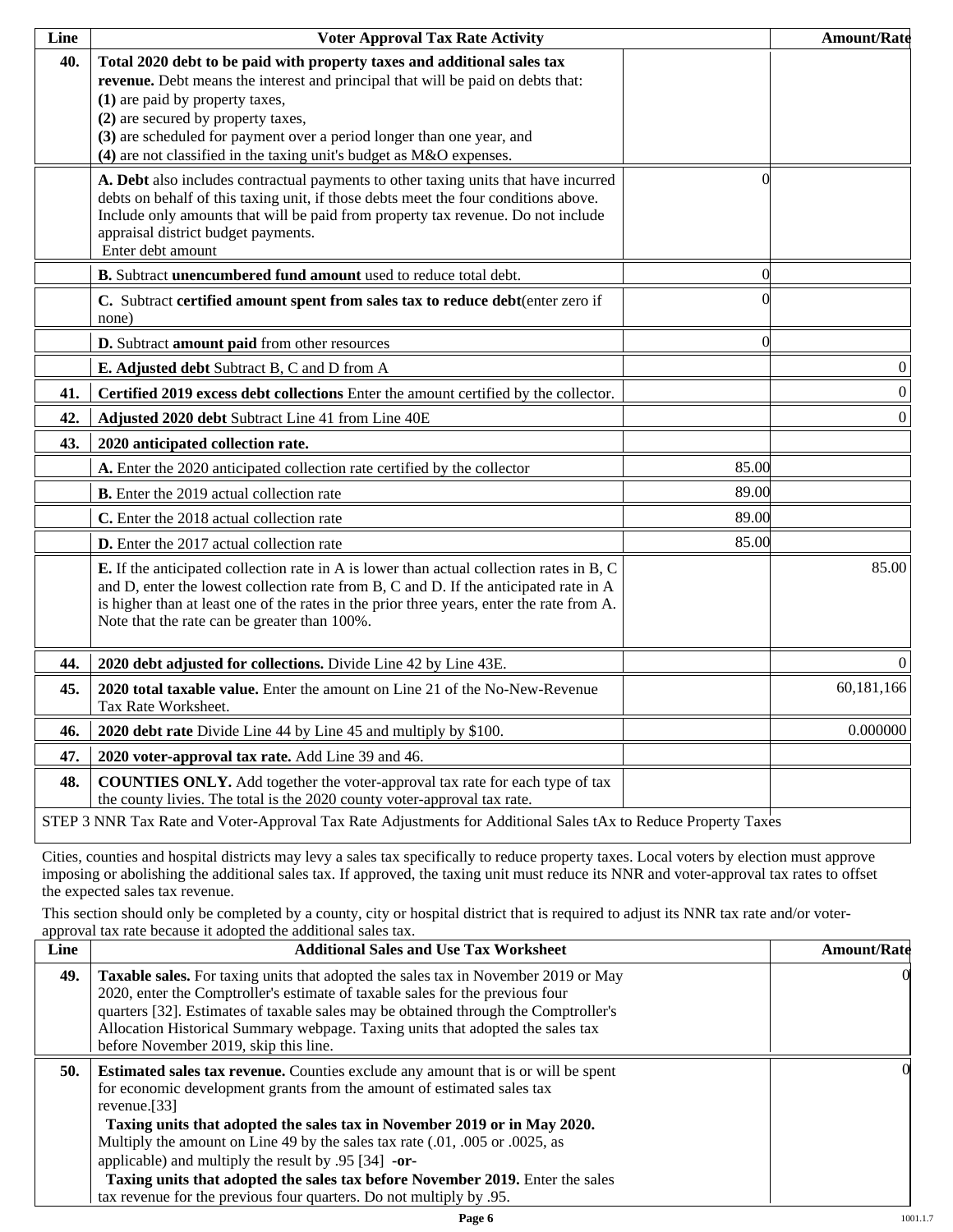| Line | Voter Approval Tax Rate Activity | | Amount/Rate |
|---|---|---|---|
| 40. | **Total 2020 debt to be paid with property taxes and additional sales tax revenue.** Debt means the interest and principal that will be paid on debts that:<br>**(1)** are paid by property taxes,<br>**(2)** are secured by property taxes,<br>**(3)** are scheduled for payment over a period longer than one year, and<br>**(4)** are not classified in the taxing unit's budget as M&O expenses. | | |
| | **A. Debt** also includes contractual payments to other taxing units that have incurred debts on behalf of this taxing unit, if those debts meet the four conditions above. Include only amounts that will be paid from property tax revenue. Do not include appraisal district budget payments.<br>Enter debt amount | 0 | |
| | **B.** Subtract **unencumbered fund amount** used to reduce total debt. | 0 | |
| | **C.** Subtract **certified amount spent from sales tax to reduce debt**(enter zero if none) | 0 | |
| | **D.** Subtract **amount paid** from other resources | 0 | |
| | **E. Adjusted debt** Subtract B, C and D from A | | 0 |
| 41. | **Certified 2019 excess debt collections** Enter the amount certified by the collector. | | 0 |
| 42. | **Adjusted 2020 debt** Subtract Line 41 from Line 40E | | 0 |
| 43. | **2020 anticipated collection rate.** | | |
| | **A.** Enter the 2020 anticipated collection rate certified by the collector | 85.00 | |
| | **B.** Enter the 2019 actual collection rate | 89.00 | |
| | **C.** Enter the 2018 actual collection rate | 89.00 | |
| | **D.** Enter the 2017 actual collection rate | 85.00 | |
| | **E.** If the anticipated collection rate in A is lower than actual collection rates in B, C and D, enter the lowest collection rate from B, C and D. If the anticipated rate in A is higher than at least one of the rates in the prior three years, enter the rate from A. Note that the rate can be greater than 100%. | | 85.00 |
| 44. | **2020 debt adjusted for collections.** Divide Line 42 by Line 43E. | | 0 |
| 45. | **2020 total taxable value.** Enter the amount on Line 21 of the No-New-Revenue Tax Rate Worksheet. | | 60,181,166 |
| 46. | **2020 debt rate** Divide Line 44 by Line 45 and multiply by $100. | | 0.000000 |
| 47. | **2020 voter-approval tax rate.** Add Line 39 and 46. | | |
| 48. | **COUNTIES ONLY.** Add together the voter-approval tax rate for each type of tax the county livies. The total is the 2020 county voter-approval tax rate. | | |

STEP 3 NNR Tax Rate and Voter-Approval Tax Rate Adjustments for Additional Sales tAx to Reduce Property Taxes

Cities, counties and hospital districts may levy a sales tax specifically to reduce property taxes. Local voters by election must approve imposing or abolishing the additional sales tax. If approved, the taxing unit must reduce its NNR and voter-approval tax rates to offset the expected sales tax revenue.

This section should only be completed by a county, city or hospital district that is required to adjust its NNR tax rate and/or voter-approval tax rate because it adopted the additional sales tax.

| Line | Additional Sales and Use Tax Worksheet | Amount/Rate |
|---|---|---|
| 49. | **Taxable sales.** For taxing units that adopted the sales tax in November 2019 or May 2020, enter the Comptroller's estimate of taxable sales for the previous four quarters [32]. Estimates of taxable sales may be obtained through the Comptroller's Allocation Historical Summary webpage. Taxing units that adopted the sales tax before November 2019, skip this line. | 0 |
| 50. | **Estimated sales tax revenue.** Counties exclude any amount that is or will be spent for economic development grants from the amount of estimated sales tax revenue.[33]<br>**Taxing units that adopted the sales tax in November 2019 or in May 2020.** Multiply the amount on Line 49 by the sales tax rate (.01, .005 or .0025, as applicable) and multiply the result by .95 [34] **-or-**<br>**Taxing units that adopted the sales tax before November 2019.** Enter the sales tax revenue for the previous four quarters. Do not multiply by .95. | 0 |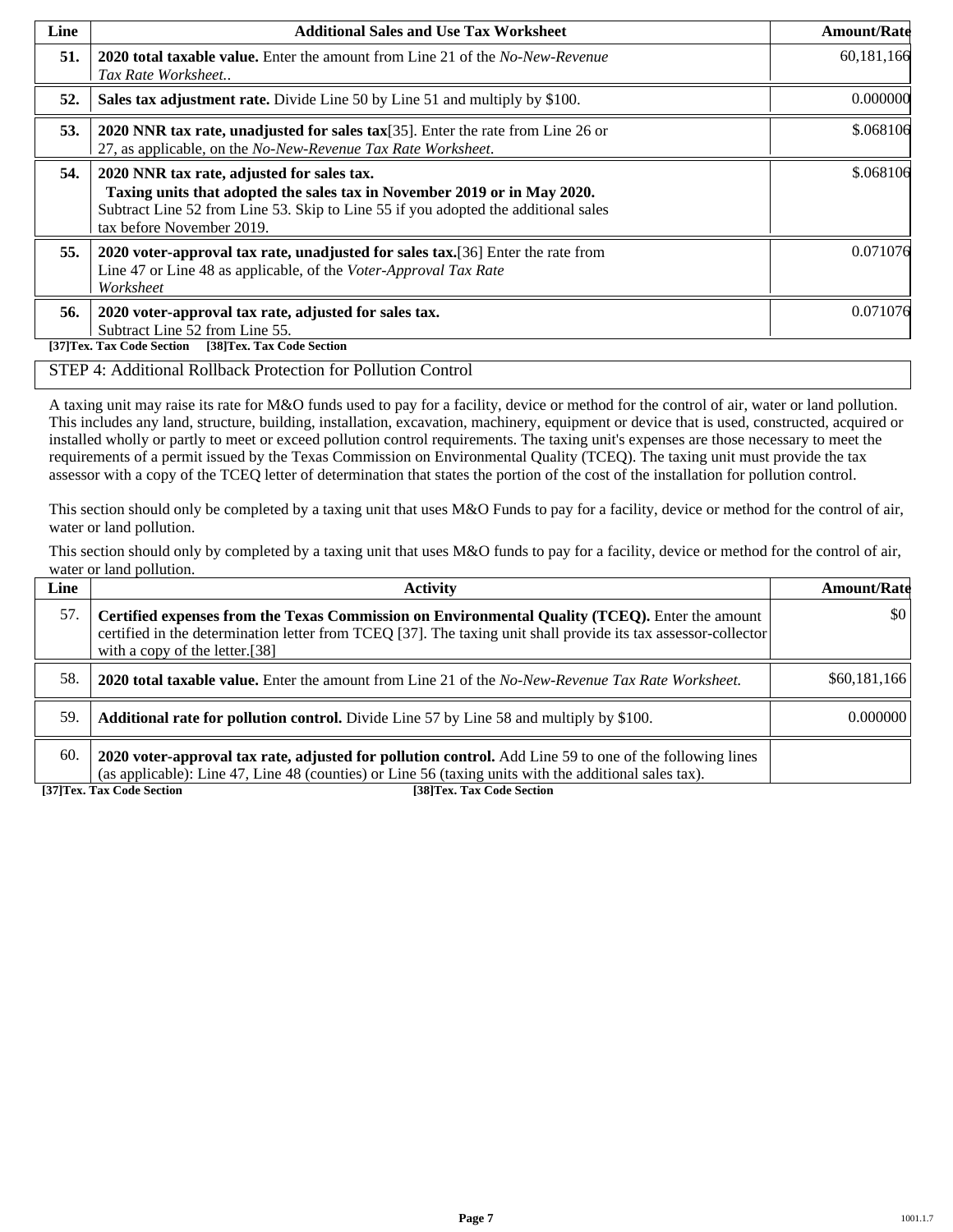| Line | Additional Sales and Use Tax Worksheet | Amount/Rate |
|---|---|---|
| **51.** | **2020 total taxable value.** Enter the amount from Line 21 of the *No-New-Revenue Tax Rate Worksheet..* | 60,181,166 |
| **52.** | **Sales tax adjustment rate.** Divide Line 50 by Line 51 and multiply by $100. | 0.000000 |
| **53.** | **2020 NNR tax rate, unadjusted for sales tax**[35]. Enter the rate from Line 26 or 27, as applicable, on the *No-New-Revenue Tax Rate Worksheet*. | $.068106 |
| **54.** | **2020 NNR tax rate, adjusted for sales tax.** **Taxing units that adopted the sales tax in November 2019 or in May 2020.** Subtract Line 52 from Line 53. Skip to Line 55 if you adopted the additional sales tax before November 2019. | $.068106 |
| **55.** | **2020 voter-approval tax rate, unadjusted for sales tax.**[36] Enter the rate from Line 47 or Line 48 as applicable, of the *Voter-Approval Tax Rate Worksheet* | 0.071076 |
| **56.** | **2020 voter-approval tax rate, adjusted for sales tax.** Subtract Line 52 from Line 55. | 0.071076 |

**[37]Tex. Tax Code Section [38]Tex. Tax Code Section**

STEP 4: Additional Rollback Protection for Pollution Control

A taxing unit may raise its rate for M&O funds used to pay for a facility, device or method for the control of air, water or land pollution. This includes any land, structure, building, installation, excavation, machinery, equipment or device that is used, constructed, acquired or installed wholly or partly to meet or exceed pollution control requirements. The taxing unit's expenses are those necessary to meet the requirements of a permit issued by the Texas Commission on Environmental Quality (TCEQ). The taxing unit must provide the tax assessor with a copy of the TCEQ letter of determination that states the portion of the cost of the installation for pollution control.

This section should only be completed by a taxing unit that uses M&O Funds to pay for a facility, device or method for the control of air, water or land pollution.

This section should only by completed by a taxing unit that uses M&O funds to pay for a facility, device or method for the control of air, water or land pollution.

| Line | Activity | Amount/Rate |
|---|---|---|
| 57. | **Certified expenses from the Texas Commission on Environmental Quality (TCEQ).** Enter the amount certified in the determination letter from TCEQ [37]. The taxing unit shall provide its tax assessor-collector with a copy of the letter.[38] | $0 |
| 58. | **2020 total taxable value.** Enter the amount from Line 21 of the *No-New-Revenue Tax Rate Worksheet.* | $60,181,166 |
| 59. | **Additional rate for pollution control.** Divide Line 57 by Line 58 and multiply by $100. | 0.000000 |
| 60. | **2020 voter-approval tax rate, adjusted for pollution control.** Add Line 59 to one of the following lines (as applicable): Line 47, Line 48 (counties) or Line 56 (taxing units with the additional sales tax). | |

**[37]Tex. Tax Code Section [38]Tex. Tax Code Section**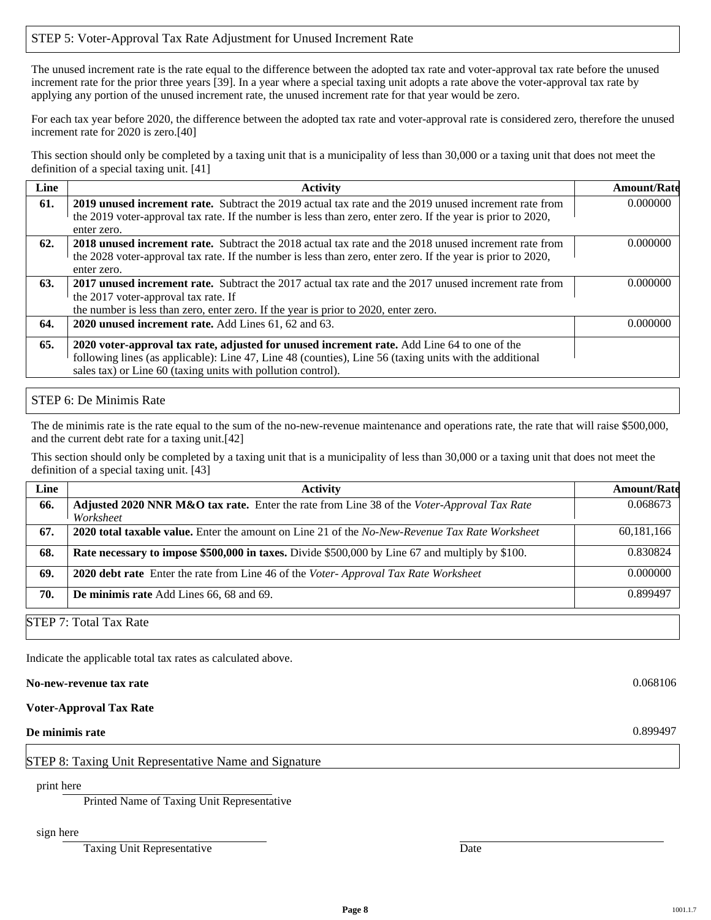## STEP 5: Voter-Approval Tax Rate Adjustment for Unused Increment Rate

The unused increment rate is the rate equal to the difference between the adopted tax rate and voter-approval tax rate before the unused increment rate for the prior three years [39]. In a year where a special taxing unit adopts a rate above the voter-approval tax rate by applying any portion of the unused increment rate, the unused increment rate for that year would be zero.

For each tax year before 2020, the difference between the adopted tax rate and voter-approval rate is considered zero, therefore the unused increment rate for 2020 is zero.[40]

This section should only be completed by a taxing unit that is a municipality of less than 30,000 or a taxing unit that does not meet the definition of a special taxing unit. [41]

| Line | Activity | Amount/Rate |
|---|---|---|
| 61. | **2019 unused increment rate.** Subtract the 2019 actual tax rate and the 2019 unused increment rate from the 2019 voter-approval tax rate. If the number is less than zero, enter zero. If the year is prior to 2020, enter zero. | 0.000000 |
| 62. | **2018 unused increment rate.** Subtract the 2018 actual tax rate and the 2018 unused increment rate from the 2028 voter-approval tax rate. If the number is less than zero, enter zero. If the year is prior to 2020, enter zero. | 0.000000 |
| 63. | **2017 unused increment rate.** Subtract the 2017 actual tax rate and the 2017 unused increment rate from the 2017 voter-approval tax rate. If the number is less than zero, enter zero. If the year is prior to 2020, enter zero. | 0.000000 |
| 64. | **2020 unused increment rate.** Add Lines 61, 62 and 63. | 0.000000 |
| 65. | **2020 voter-approval tax rate, adjusted for unused increment rate.** Add Line 64 to one of the following lines (as applicable): Line 47, Line 48 (counties), Line 56 (taxing units with the additional sales tax) or Line 60 (taxing units with pollution control). | |

## STEP 6: De Minimis Rate

The de minimis rate is the rate equal to the sum of the no-new-revenue maintenance and operations rate, the rate that will raise $500,000, and the current debt rate for a taxing unit.[42]

This section should only be completed by a taxing unit that is a municipality of less than 30,000 or a taxing unit that does not meet the definition of a special taxing unit. [43]

| Line | Activity | Amount/Rate |
|---|---|---|
| 66. | **Adjusted 2020 NNR M&O tax rate.** Enter the rate from Line 38 of the *Voter-Approval Tax Rate Worksheet* | 0.068673 |
| 67. | **2020 total taxable value.** Enter the amount on Line 21 of the *No-New-Revenue Tax Rate Worksheet* | 60,181,166 |
| 68. | **Rate necessary to impose $500,000 in taxes.** Divide $500,000 by Line 67 and multiply by $100. | 0.830824 |
| 69. | **2020 debt rate** Enter the rate from Line 46 of the *Voter- Approval Tax Rate Worksheet* | 0.000000 |
| 70. | **De minimis rate** Add Lines 66, 68 and 69. | 0.899497 |

## STEP 7: Total Tax Rate

Indicate the applicable total tax rates as calculated above.

**No-new-revenue tax rate** 0.068106

**Voter-Approval Tax Rate**

**De minimis rate** 0.899497

## STEP 8: Taxing Unit Representative Name and Signature

print here ______________________________

Printed Name of Taxing Unit Representative

sign here ______________________________

Taxing Unit Representative

______________________________

Date